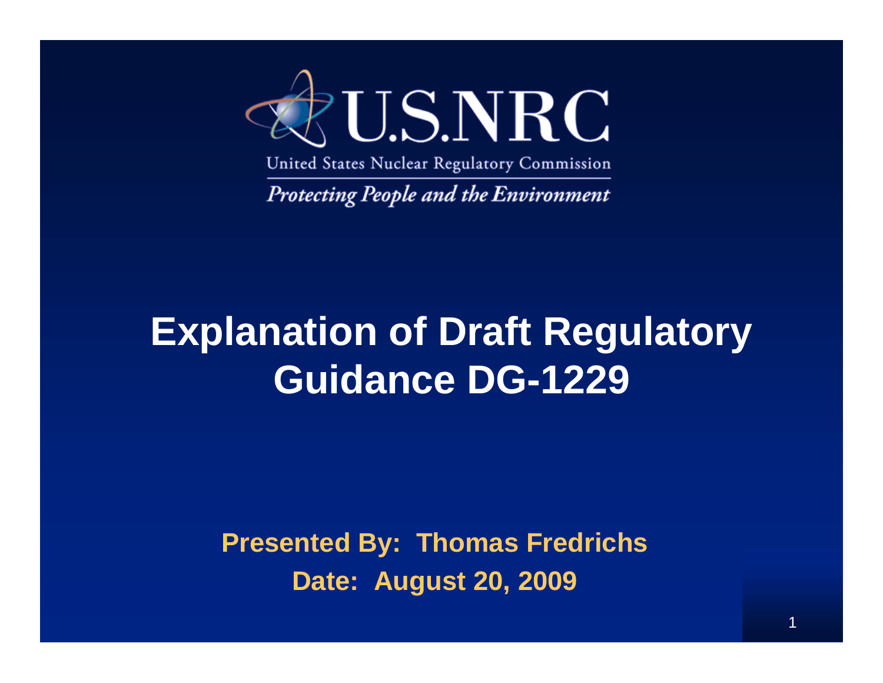U.S.NRC

United States Nuclear Regulatory Commission

*Protecting People and the Environment*

# Explanation of Draft Regulatory Guidance DG-1229

**Presented By: Thomas Fredrichs**

**Date: August 20, 2009**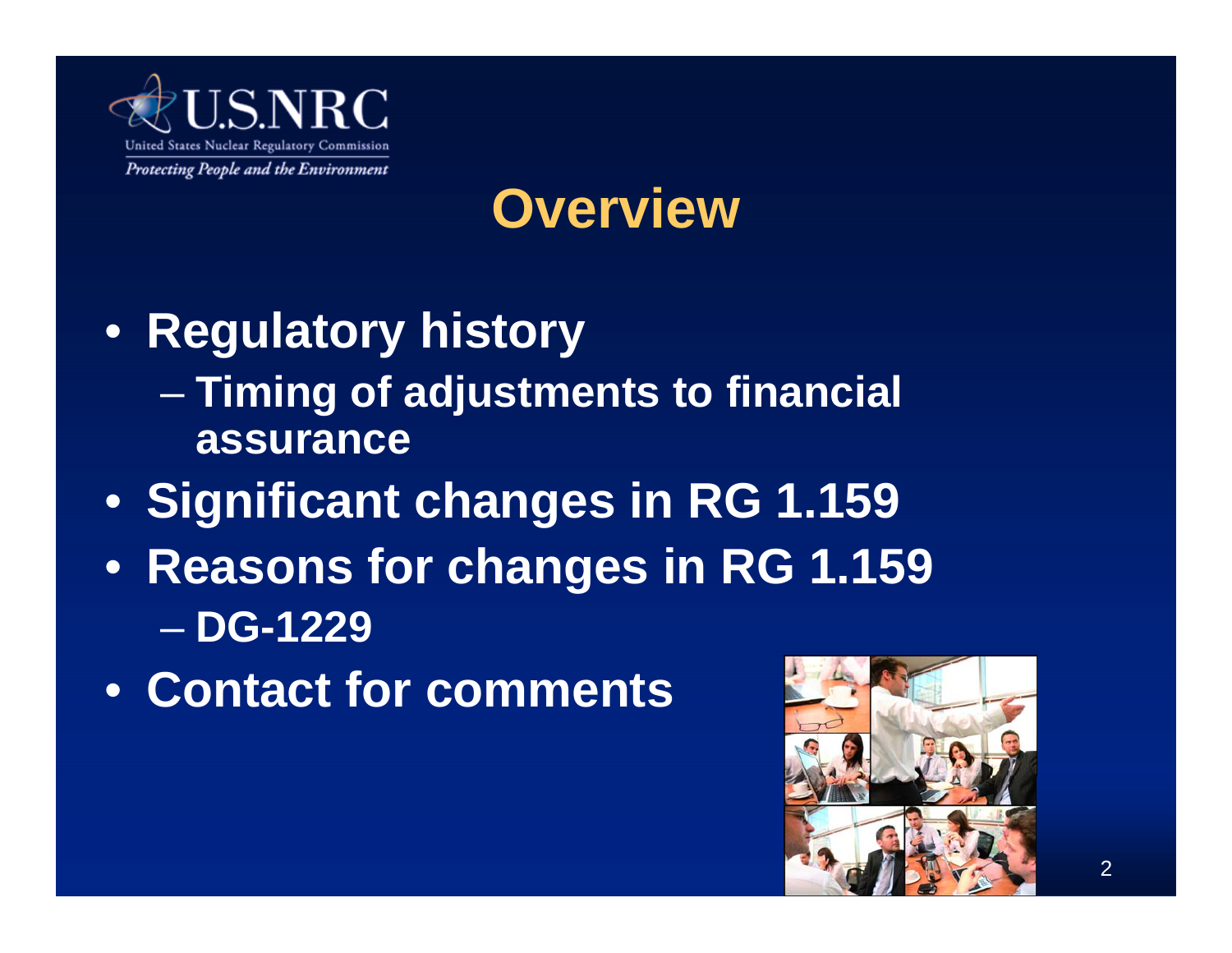# Overview

- **Regulatory history**
  - **Timing of adjustments to financial assurance**
- **Significant changes in RG 1.159**
- **Reasons for changes in RG 1.159**
  - **DG-1229**
- **Contact for comments**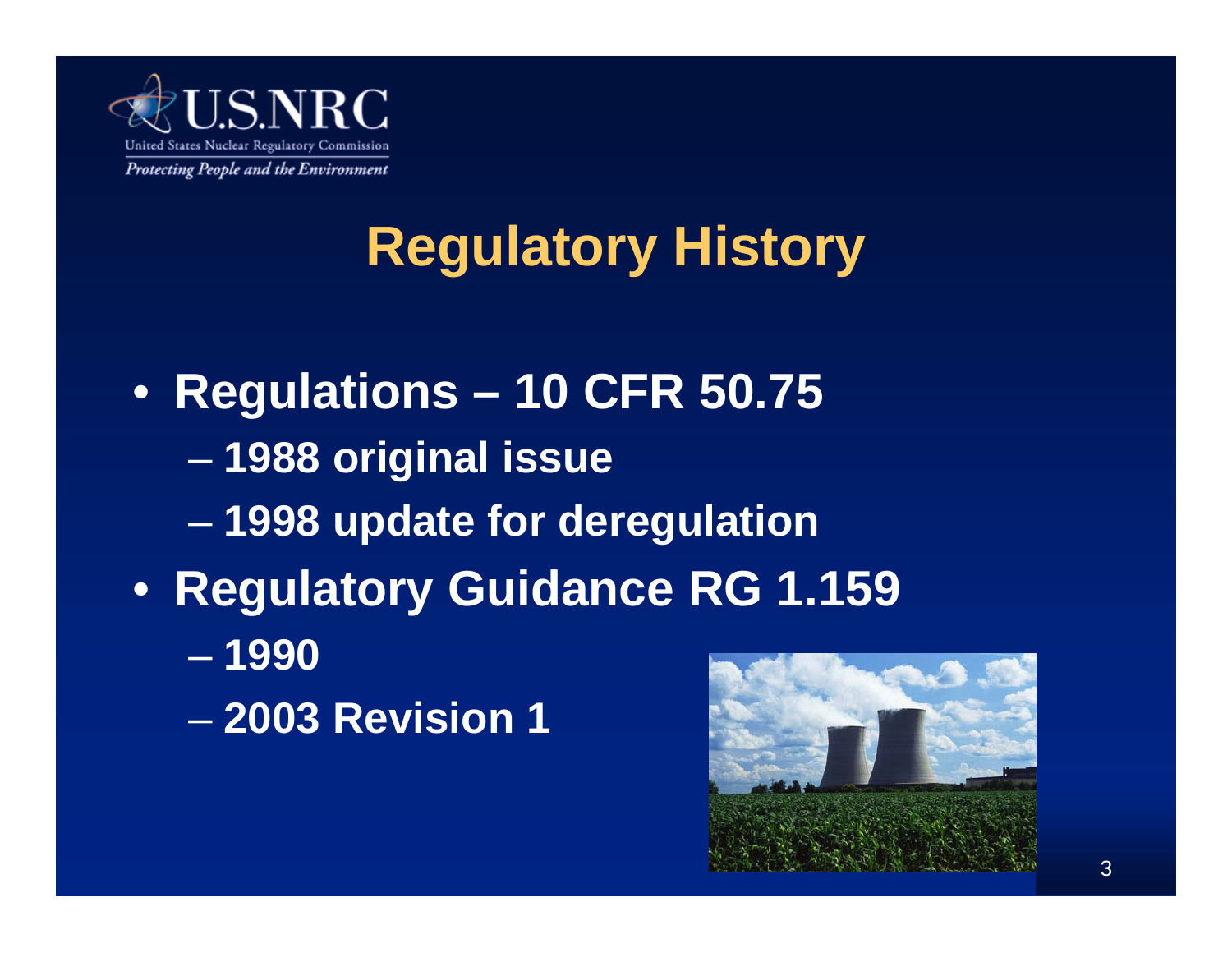# Regulatory History

- **Regulations – 10 CFR 50.75**
  - **1988 original issue**
  - **1998 update for deregulation**
- **Regulatory Guidance RG 1.159**
  - **1990**
  - **2003 Revision 1**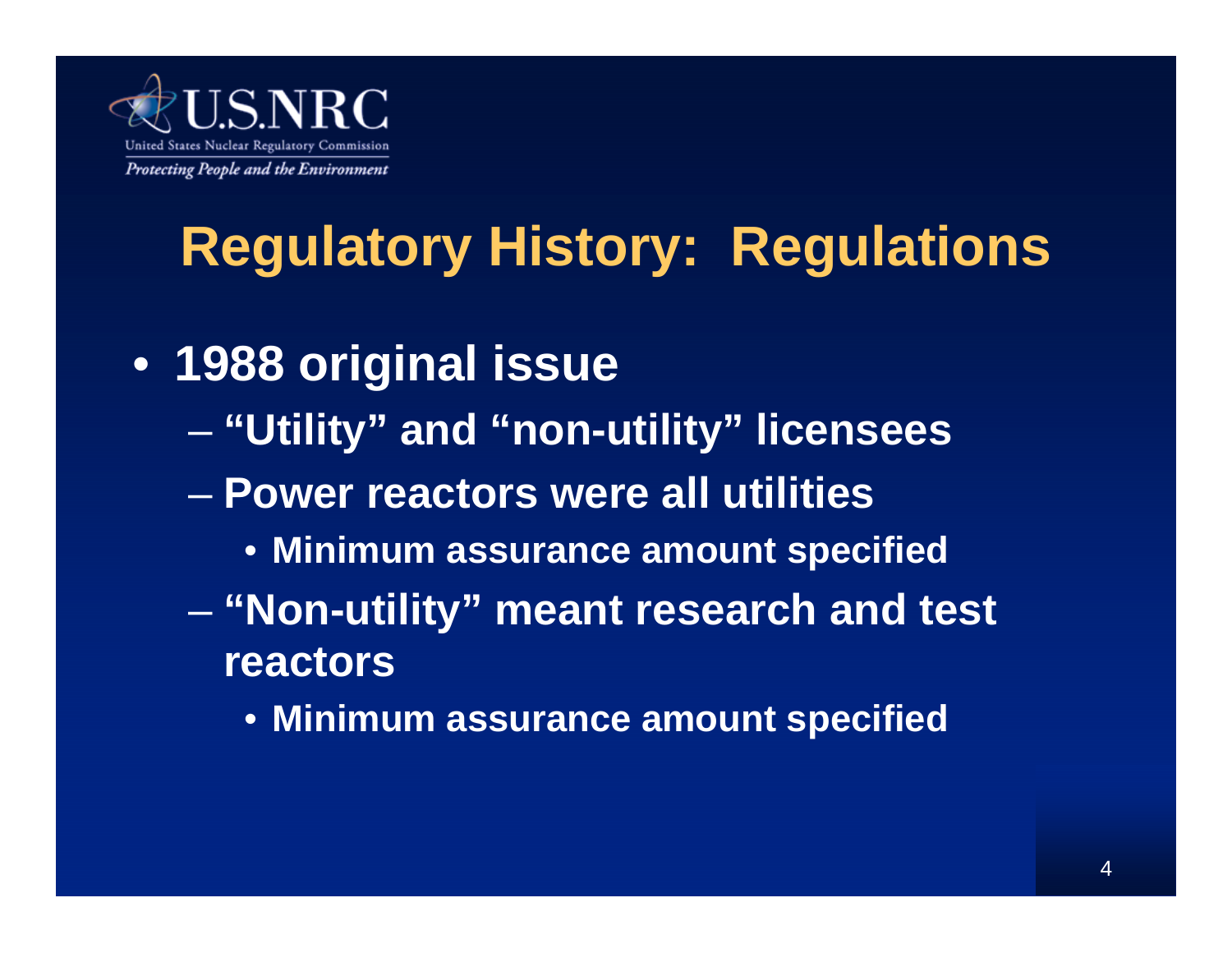# Regulatory History: Regulations

- **1988 original issue**
  - **"Utility" and "non-utility" licensees**
  - **Power reactors were all utilities**
    - **Minimum assurance amount specified**
  - **"Non-utility" meant research and test reactors**
    - **Minimum assurance amount specified**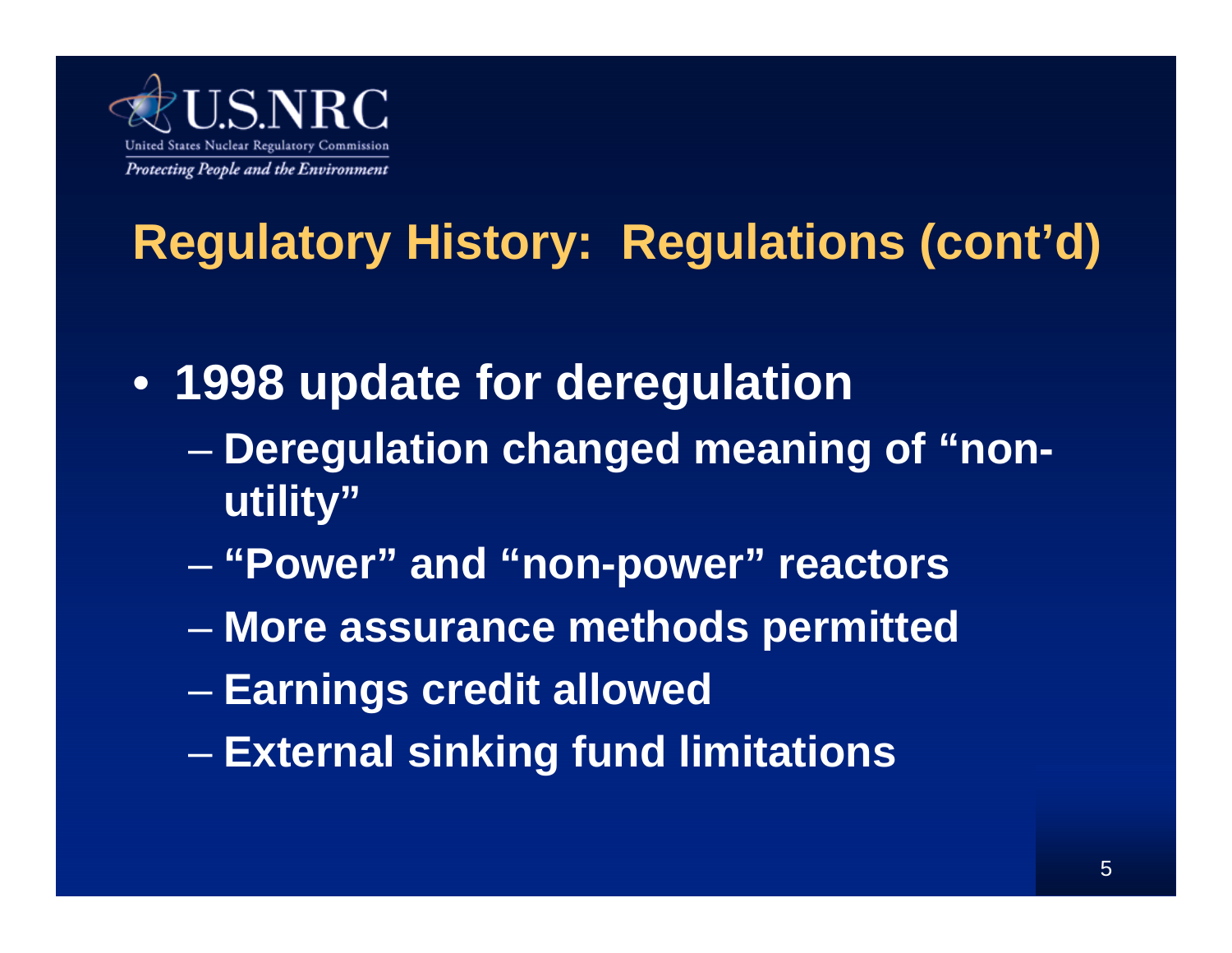## Regulatory History: Regulations (cont'd)

- **1998 update for deregulation**
  - **Deregulation changed meaning of "non-utility"**
  - **"Power" and "non-power" reactors**
  - **More assurance methods permitted**
  - **Earnings credit allowed**
  - **External sinking fund limitations**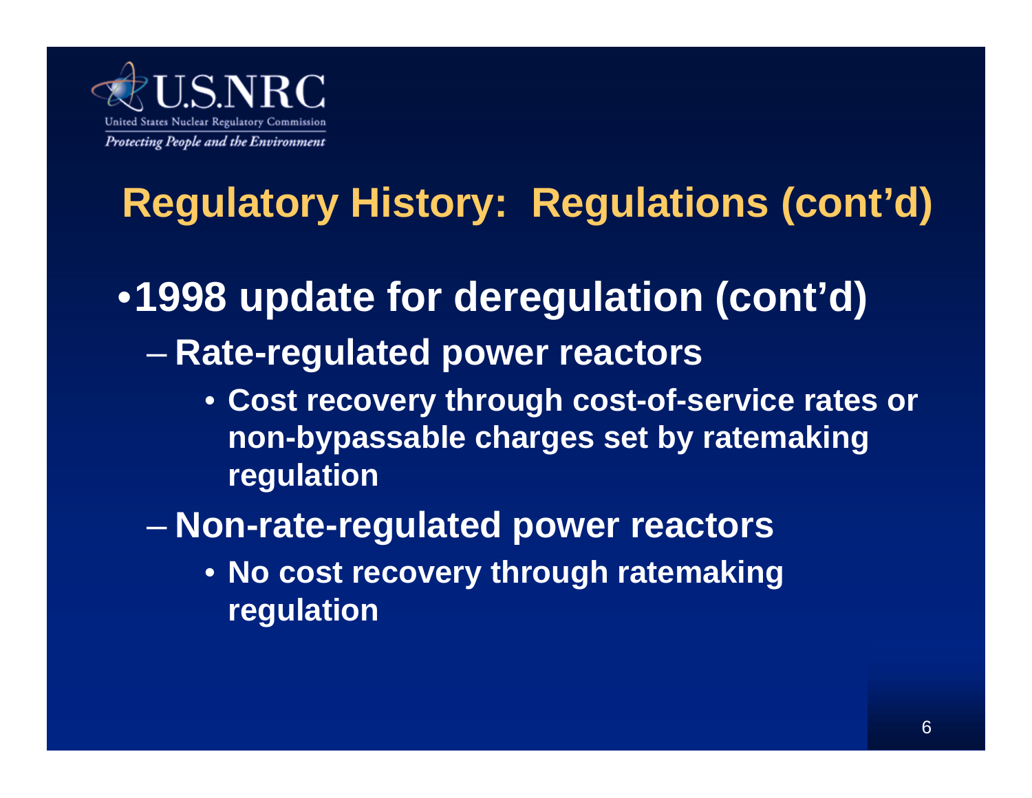## Regulatory History: Regulations (cont'd)

- **1998 update for deregulation (cont'd)**
  - **Rate-regulated power reactors**
    - **Cost recovery through cost-of-service rates or non-bypassable charges set by ratemaking regulation**
  - **Non-rate-regulated power reactors**
    - **No cost recovery through ratemaking regulation**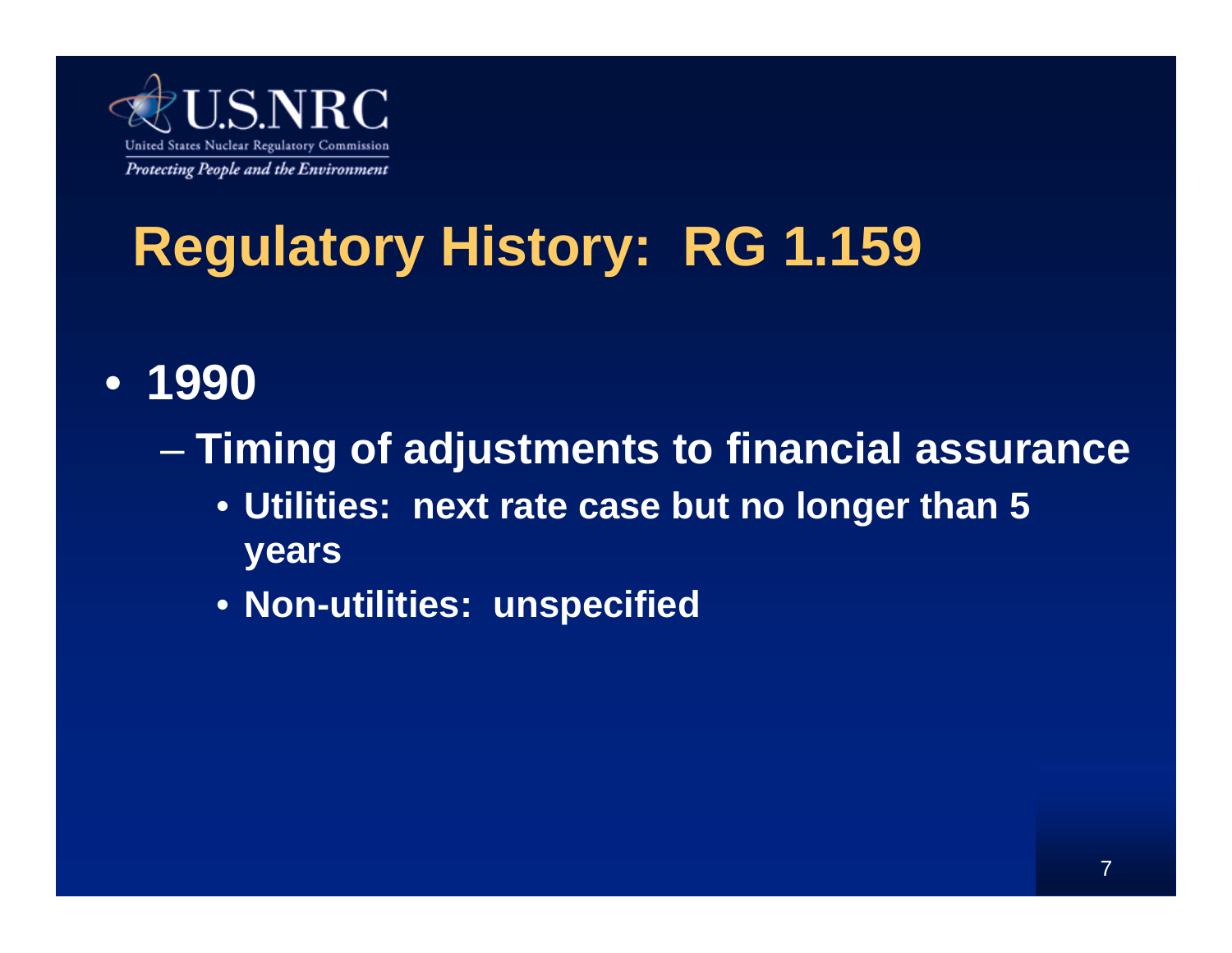# Regulatory History: RG 1.159

- **1990**
  - **Timing of adjustments to financial assurance**
    - **Utilities: next rate case but no longer than 5 years**
    - **Non-utilities: unspecified**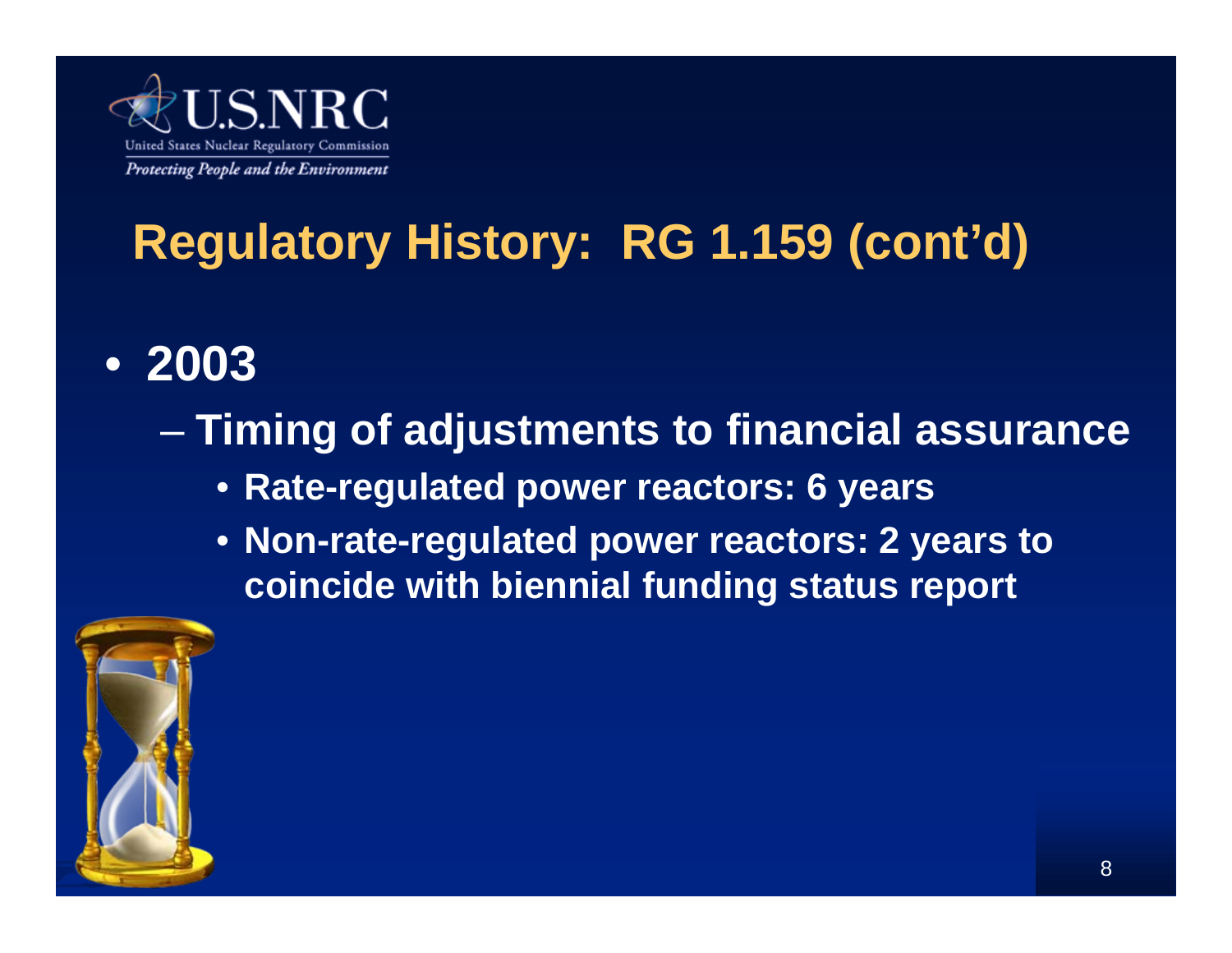# Regulatory History: RG 1.159 (cont'd)

- **2003**
  - **Timing of adjustments to financial assurance**
    - **Rate-regulated power reactors: 6 years**
    - **Non-rate-regulated power reactors: 2 years to coincide with biennial funding status report**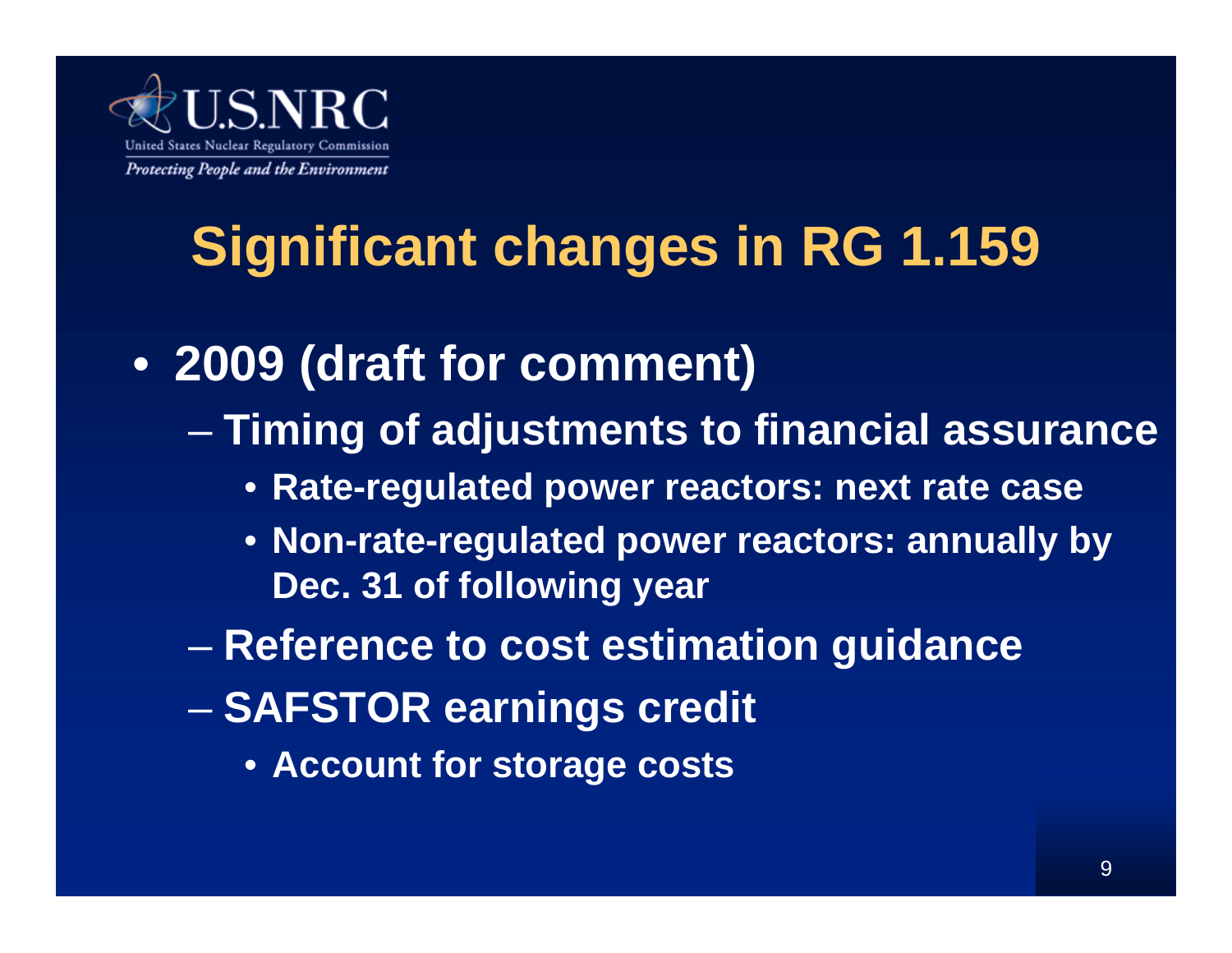# Significant changes in RG 1.159

- **2009 (draft for comment)**
  - **Timing of adjustments to financial assurance**
    - **Rate-regulated power reactors: next rate case**
    - **Non-rate-regulated power reactors: annually by Dec. 31 of following year**
  - **Reference to cost estimation guidance**
  - **SAFSTOR earnings credit**
    - **Account for storage costs**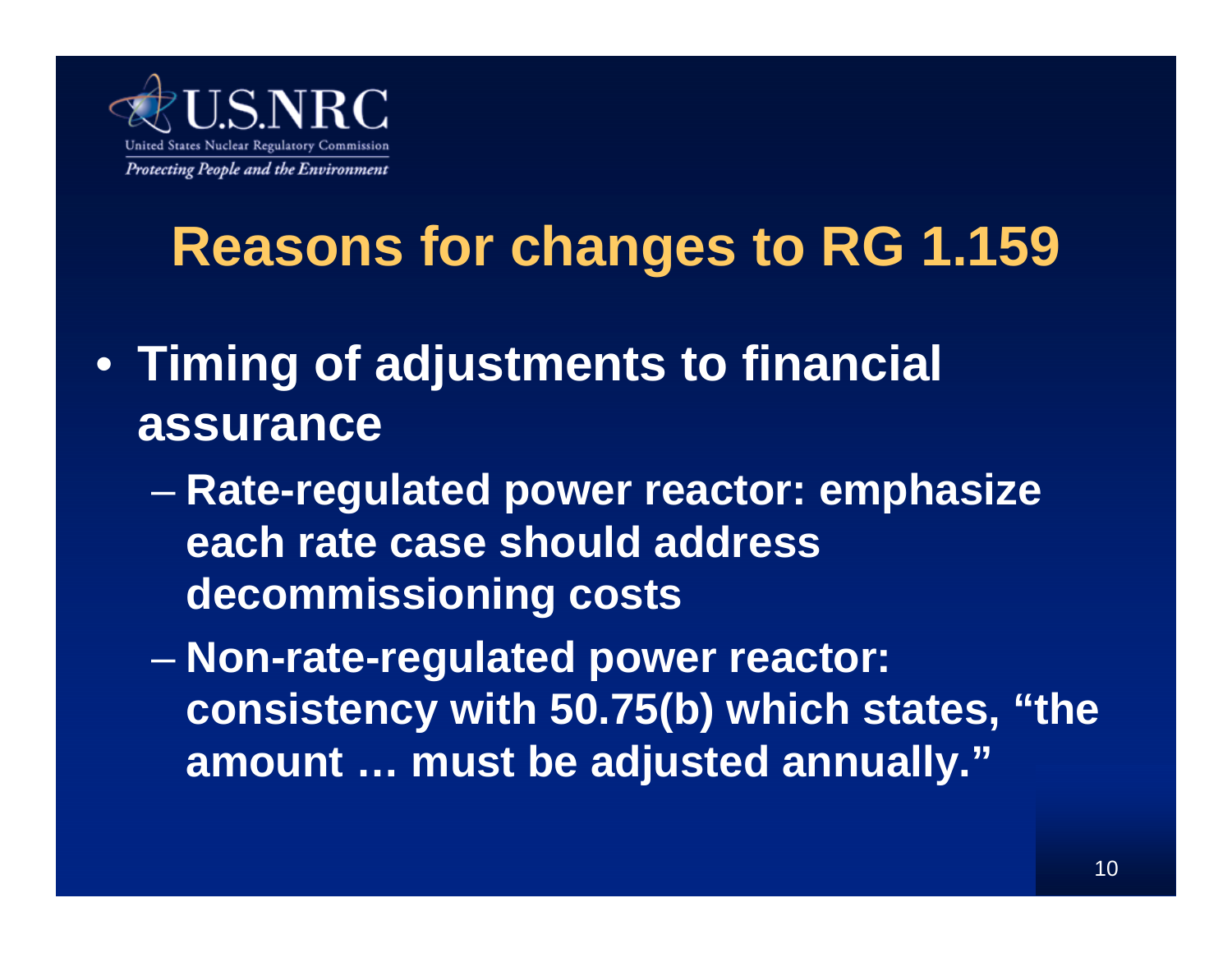## Reasons for changes to RG 1.159

- **Timing of adjustments to financial assurance**
  - **Rate-regulated power reactor: emphasize each rate case should address decommissioning costs**
  - **Non-rate-regulated power reactor: consistency with 50.75(b) which states, "the amount … must be adjusted annually."**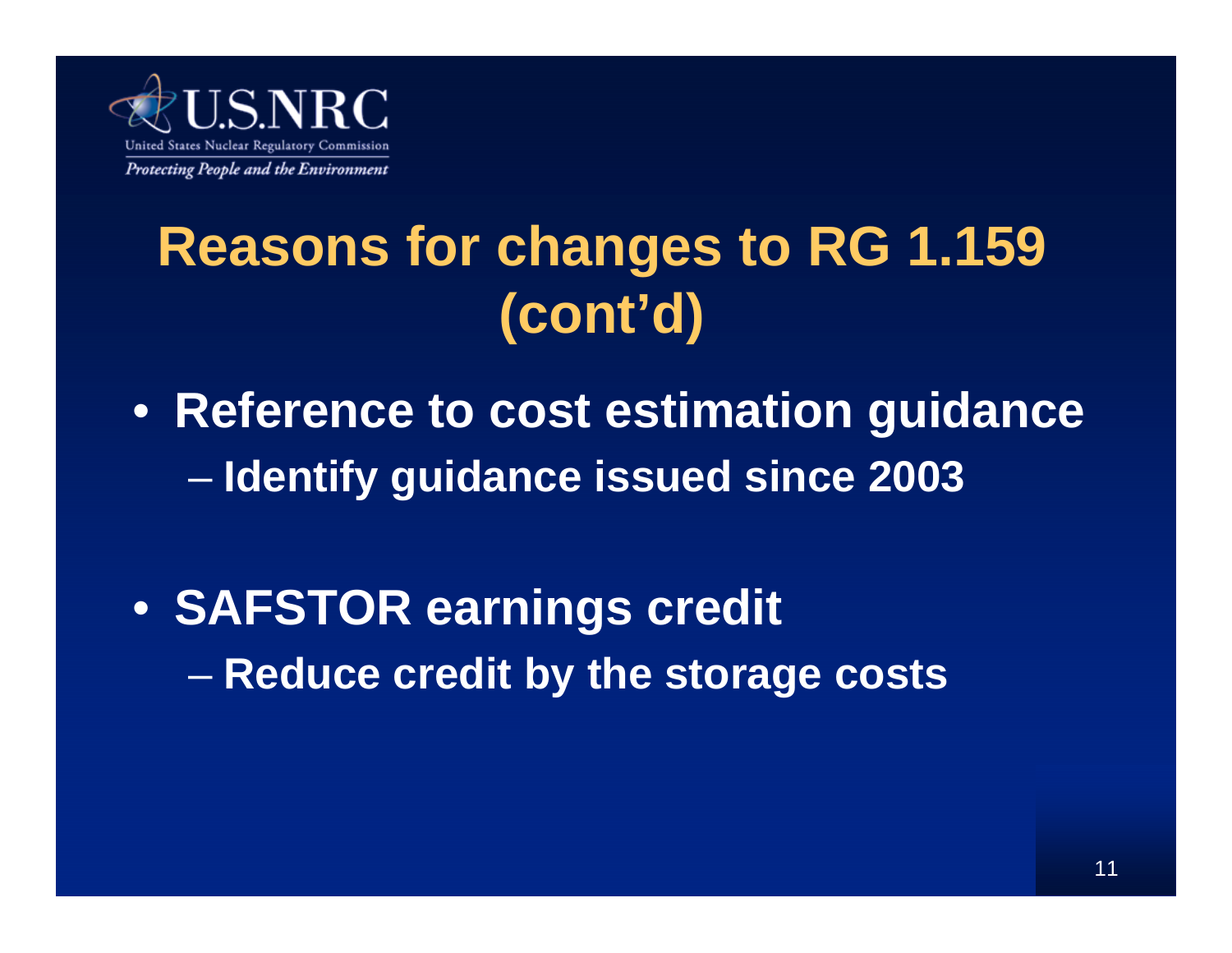# Reasons for changes to RG 1.159 (cont'd)

- **Reference to cost estimation guidance**
  - **Identify guidance issued since 2003**
- **SAFSTOR earnings credit**
  - **Reduce credit by the storage costs**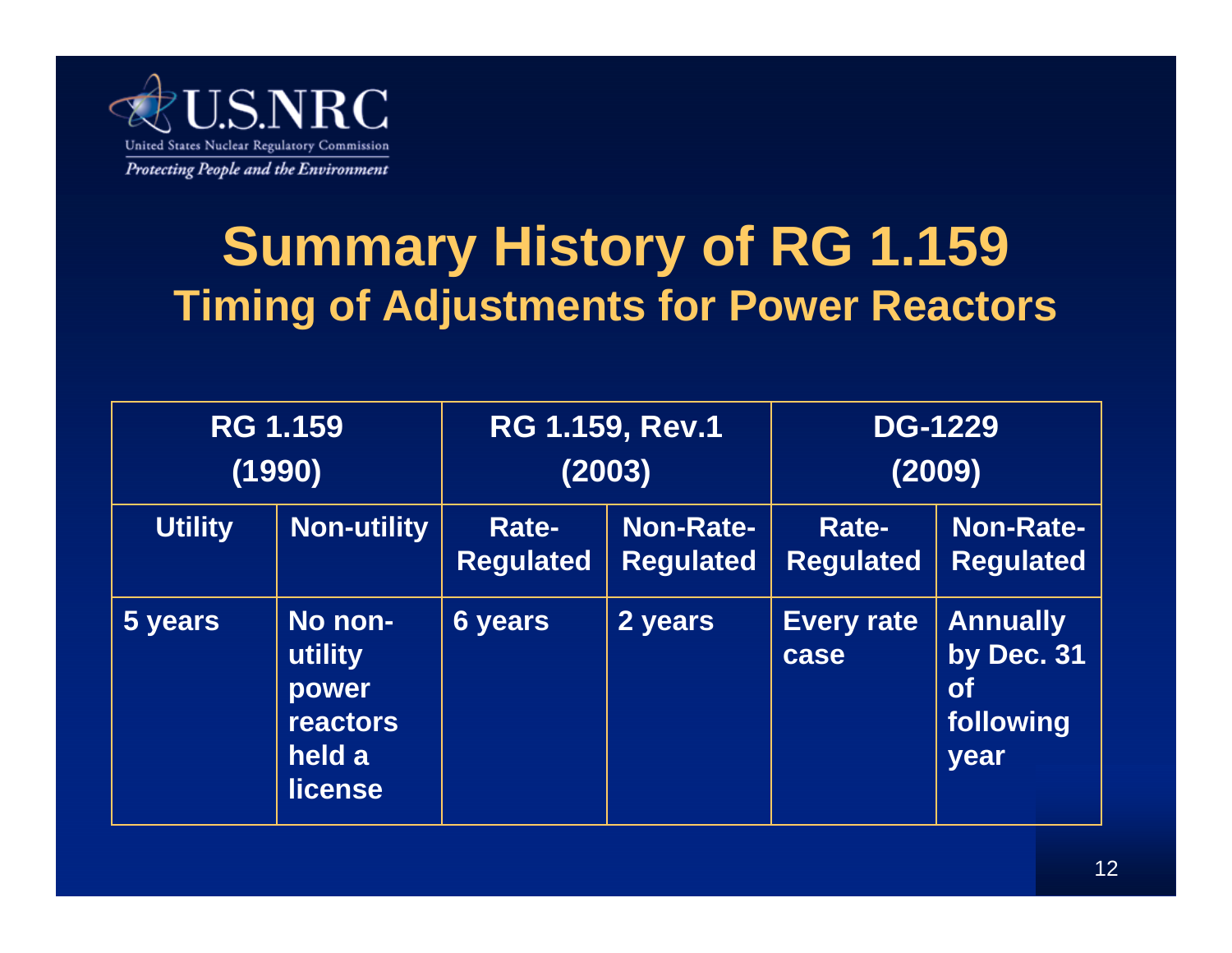# Summary History of RG 1.159

## Timing of Adjustments for Power Reactors

| RG 1.159 (1990) | | RG 1.159, Rev.1 (2003) | | DG-1229 (2009) | |
|---|---|---|---|---|---|
| Utility | Non-utility | Rate-Regulated | Non-Rate-Regulated | Rate-Regulated | Non-Rate-Regulated |
| 5 years | No non-utility power reactors held a license | 6 years | 2 years | Every rate case | Annually by Dec. 31 of following year |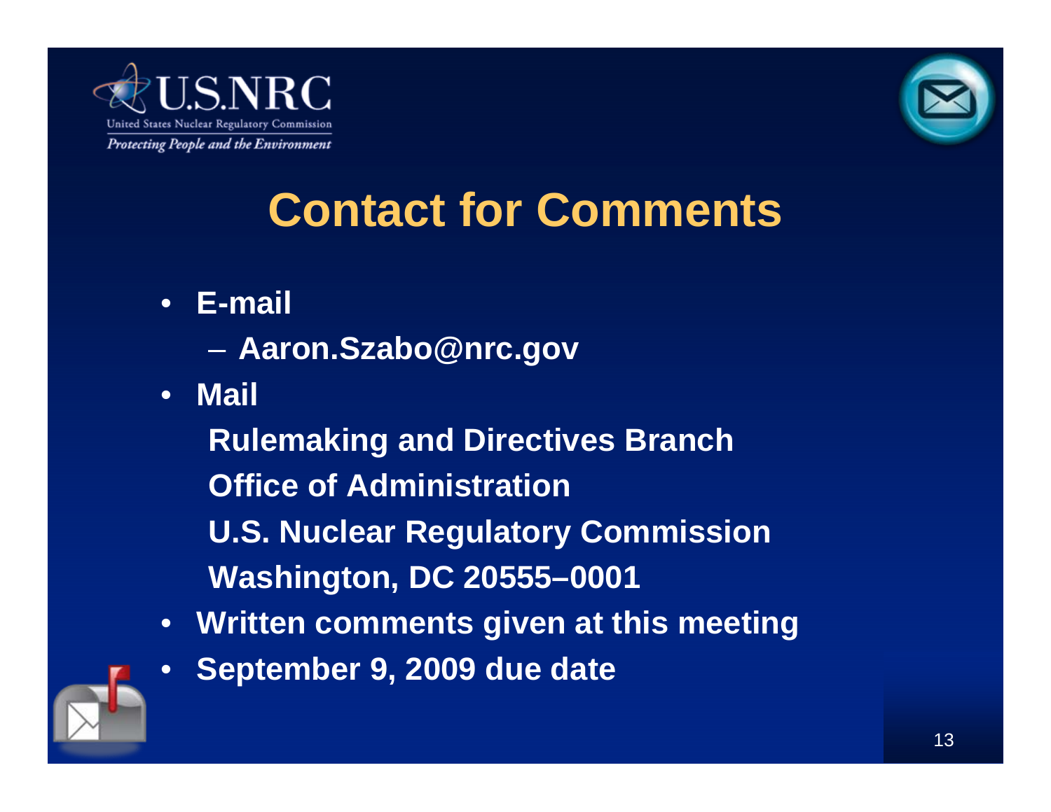# Contact for Comments

- **E-mail**
  - **Aaron.Szabo@nrc.gov**
- **Mail**

  **Rulemaking and Directives Branch**

  **Office of Administration**

  **U.S. Nuclear Regulatory Commission**

  **Washington, DC 20555–0001**
- **Written comments given at this meeting**
- **September 9, 2009 due date**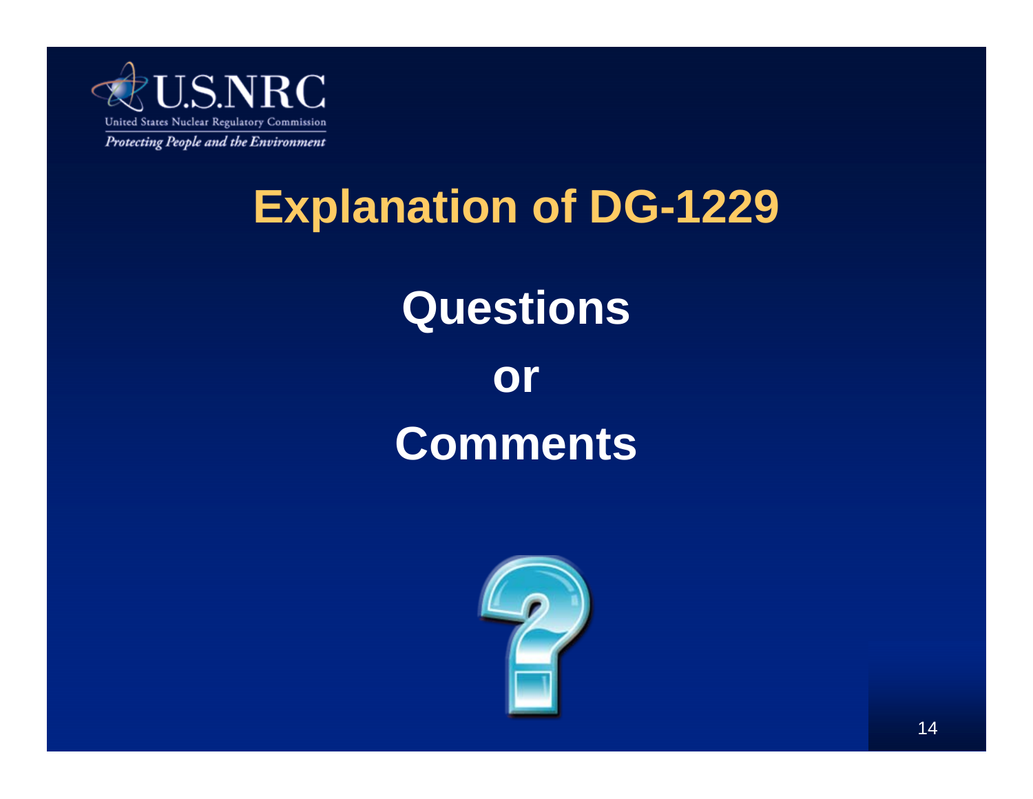U.S.NRC

United States Nuclear Regulatory Commission

*Protecting People and the Environment*

# Explanation of DG-1229

## Questions

## or

## Comments